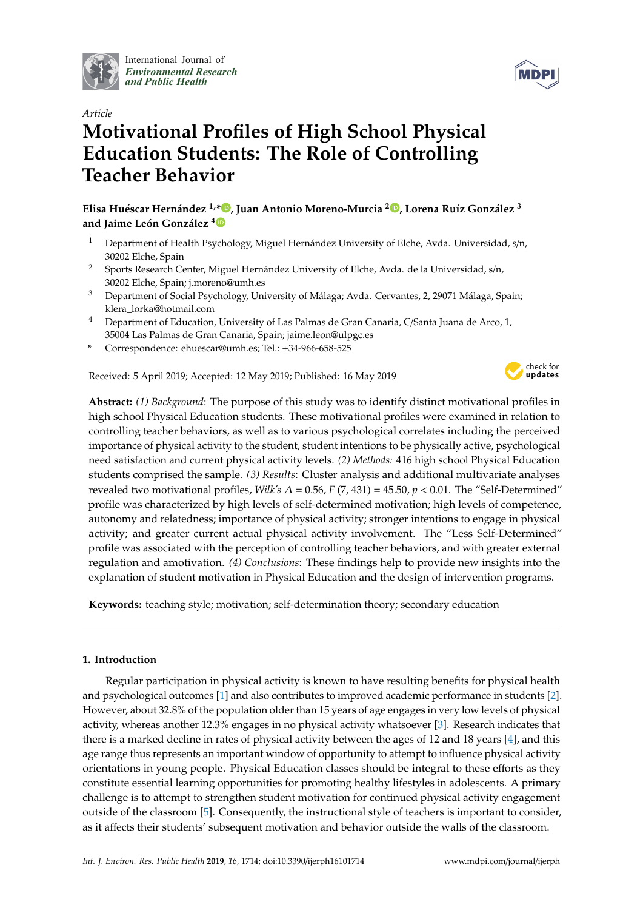International Journal of *Environmental Research and Public Health*

*Article*

# Motivational Profiles of High School Physical Education Students: The Role of Controlling Teacher Behavior

**Elisa Huéscar Hernández [1,*], Juan Antonio Moreno-Murcia [2], Lorena Ruíz González [3] and Jaime León González [4]**

[1] Department of Health Psychology, Miguel Hernández University of Elche, Avda. Universidad, s/n, 30202 Elche, Spain

[2] Sports Research Center, Miguel Hernández University of Elche, Avda. de la Universidad, s/n, 30202 Elche, Spain; j.moreno@umh.es

[3] Department of Social Psychology, University of Málaga; Avda. Cervantes, 2, 29071 Málaga, Spain; klera_lorka@hotmail.com

[4] Department of Education, University of Las Palmas de Gran Canaria, C/Santa Juana de Arco, 1, 35004 Las Palmas de Gran Canaria, Spain; jaime.leon@ulpgc.es

\* Correspondence: ehuescar@umh.es; Tel.: +34-966-658-525

Received: 5 April 2019; Accepted: 12 May 2019; Published: 16 May 2019

**Abstract:** *(1) Background*: The purpose of this study was to identify distinct motivational profiles in high school Physical Education students. These motivational profiles were examined in relation to controlling teacher behaviors, as well as to various psychological correlates including the perceived importance of physical activity to the student, student intentions to be physically active, psychological need satisfaction and current physical activity levels. *(2) Methods:* 416 high school Physical Education students comprised the sample. *(3) Results*: Cluster analysis and additional multivariate analyses revealed two motivational profiles, *Wilk's* $\Lambda = 0.56$, $F\ (7, 431) = 45.50$, $p < 0.01$. The "Self-Determined" profile was characterized by high levels of self-determined motivation; high levels of competence, autonomy and relatedness; importance of physical activity; stronger intentions to engage in physical activity; and greater current actual physical activity involvement. The "Less Self-Determined" profile was associated with the perception of controlling teacher behaviors, and with greater external regulation and amotivation. *(4) Conclusions*: These findings help to provide new insights into the explanation of student motivation in Physical Education and the design of intervention programs.

**Keywords:** teaching style; motivation; self-determination theory; secondary education

## 1. Introduction

Regular participation in physical activity is known to have resulting benefits for physical health and psychological outcomes [1] and also contributes to improved academic performance in students [2]. However, about 32.8% of the population older than 15 years of age engages in very low levels of physical activity, whereas another 12.3% engages in no physical activity whatsoever [3]. Research indicates that there is a marked decline in rates of physical activity between the ages of 12 and 18 years [4], and this age range thus represents an important window of opportunity to attempt to influence physical activity orientations in young people. Physical Education classes should be integral to these efforts as they constitute essential learning opportunities for promoting healthy lifestyles in adolescents. A primary challenge is to attempt to strengthen student motivation for continued physical activity engagement outside of the classroom [5]. Consequently, the instructional style of teachers is important to consider, as it affects their students' subsequent motivation and behavior outside the walls of the classroom.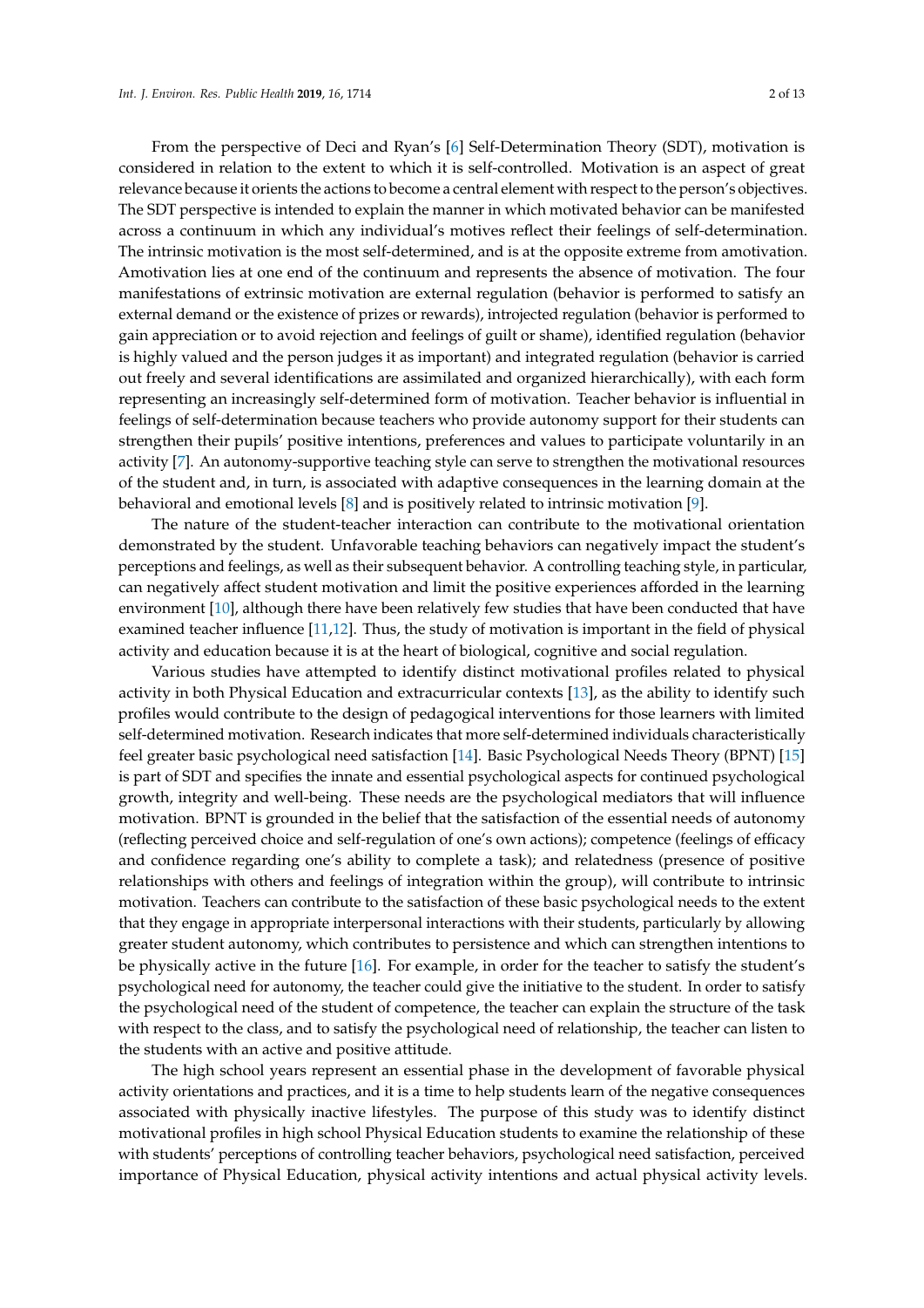From the perspective of Deci and Ryan's [6] Self-Determination Theory (SDT), motivation is considered in relation to the extent to which it is self-controlled. Motivation is an aspect of great relevance because it orients the actions to become a central element with respect to the person's objectives. The SDT perspective is intended to explain the manner in which motivated behavior can be manifested across a continuum in which any individual's motives reflect their feelings of self-determination. The intrinsic motivation is the most self-determined, and is at the opposite extreme from amotivation. Amotivation lies at one end of the continuum and represents the absence of motivation. The four manifestations of extrinsic motivation are external regulation (behavior is performed to satisfy an external demand or the existence of prizes or rewards), introjected regulation (behavior is performed to gain appreciation or to avoid rejection and feelings of guilt or shame), identified regulation (behavior is highly valued and the person judges it as important) and integrated regulation (behavior is carried out freely and several identifications are assimilated and organized hierarchically), with each form representing an increasingly self-determined form of motivation. Teacher behavior is influential in feelings of self-determination because teachers who provide autonomy support for their students can strengthen their pupils' positive intentions, preferences and values to participate voluntarily in an activity [7]. An autonomy-supportive teaching style can serve to strengthen the motivational resources of the student and, in turn, is associated with adaptive consequences in the learning domain at the behavioral and emotional levels [8] and is positively related to intrinsic motivation [9].

The nature of the student-teacher interaction can contribute to the motivational orientation demonstrated by the student. Unfavorable teaching behaviors can negatively impact the student's perceptions and feelings, as well as their subsequent behavior. A controlling teaching style, in particular, can negatively affect student motivation and limit the positive experiences afforded in the learning environment [10], although there have been relatively few studies that have been conducted that have examined teacher influence [11,12]. Thus, the study of motivation is important in the field of physical activity and education because it is at the heart of biological, cognitive and social regulation.

Various studies have attempted to identify distinct motivational profiles related to physical activity in both Physical Education and extracurricular contexts [13], as the ability to identify such profiles would contribute to the design of pedagogical interventions for those learners with limited self-determined motivation. Research indicates that more self-determined individuals characteristically feel greater basic psychological need satisfaction [14]. Basic Psychological Needs Theory (BPNT) [15] is part of SDT and specifies the innate and essential psychological aspects for continued psychological growth, integrity and well-being. These needs are the psychological mediators that will influence motivation. BPNT is grounded in the belief that the satisfaction of the essential needs of autonomy (reflecting perceived choice and self-regulation of one's own actions); competence (feelings of efficacy and confidence regarding one's ability to complete a task); and relatedness (presence of positive relationships with others and feelings of integration within the group), will contribute to intrinsic motivation. Teachers can contribute to the satisfaction of these basic psychological needs to the extent that they engage in appropriate interpersonal interactions with their students, particularly by allowing greater student autonomy, which contributes to persistence and which can strengthen intentions to be physically active in the future [16]. For example, in order for the teacher to satisfy the student's psychological need for autonomy, the teacher could give the initiative to the student. In order to satisfy the psychological need of the student of competence, the teacher can explain the structure of the task with respect to the class, and to satisfy the psychological need of relationship, the teacher can listen to the students with an active and positive attitude.

The high school years represent an essential phase in the development of favorable physical activity orientations and practices, and it is a time to help students learn of the negative consequences associated with physically inactive lifestyles. The purpose of this study was to identify distinct motivational profiles in high school Physical Education students to examine the relationship of these with students' perceptions of controlling teacher behaviors, psychological need satisfaction, perceived importance of Physical Education, physical activity intentions and actual physical activity levels.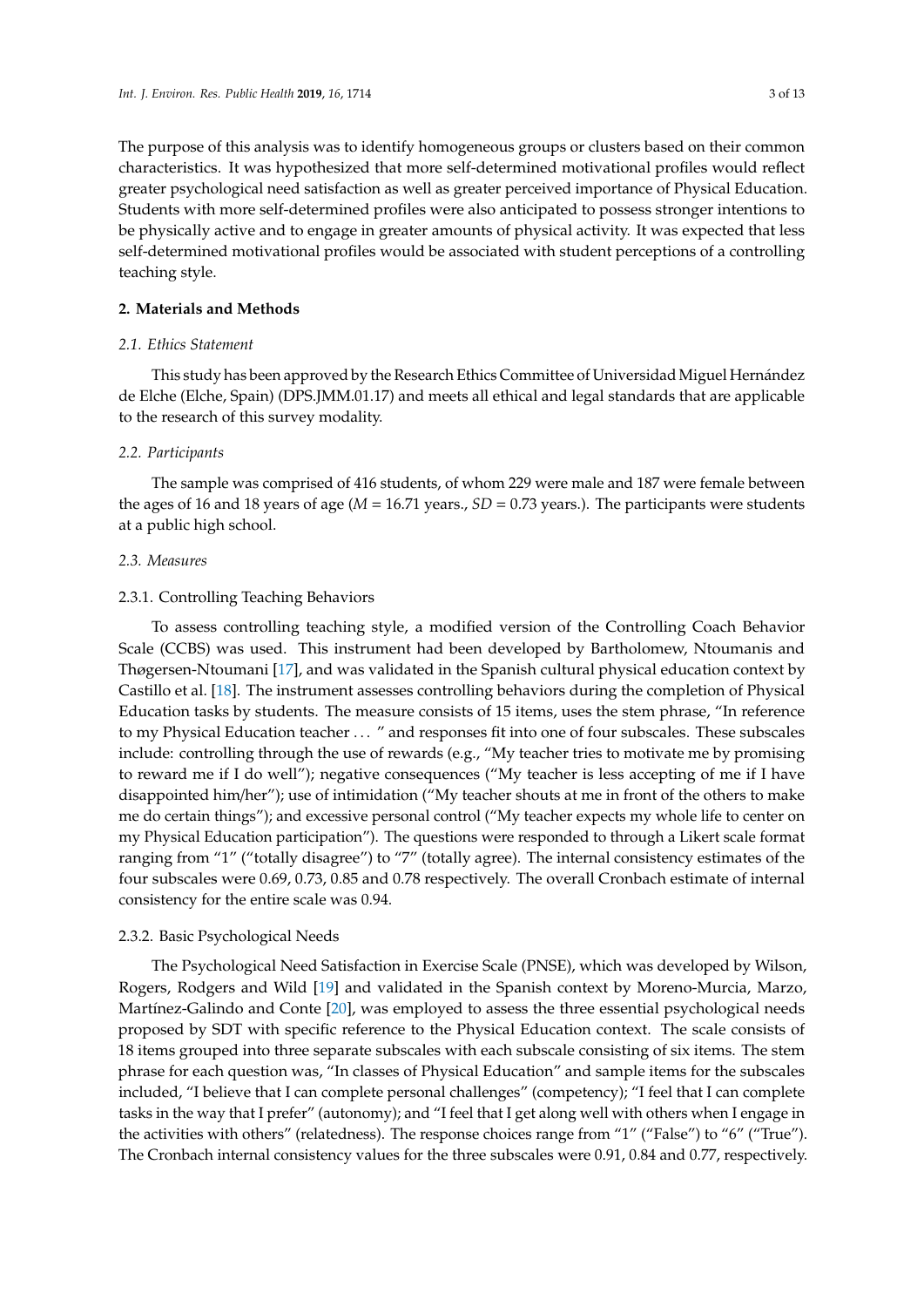The purpose of this analysis was to identify homogeneous groups or clusters based on their common characteristics. It was hypothesized that more self-determined motivational profiles would reflect greater psychological need satisfaction as well as greater perceived importance of Physical Education. Students with more self-determined profiles were also anticipated to possess stronger intentions to be physically active and to engage in greater amounts of physical activity. It was expected that less self-determined motivational profiles would be associated with student perceptions of a controlling teaching style.

## 2. Materials and Methods

### 2.1. Ethics Statement

This study has been approved by the Research Ethics Committee of Universidad Miguel Hernández de Elche (Elche, Spain) (DPS.JMM.01.17) and meets all ethical and legal standards that are applicable to the research of this survey modality.

### 2.2. Participants

The sample was comprised of 416 students, of whom 229 were male and 187 were female between the ages of 16 and 18 years of age (*M* = 16.71 years., *SD* = 0.73 years.). The participants were students at a public high school.

### 2.3. Measures

#### 2.3.1. Controlling Teaching Behaviors

To assess controlling teaching style, a modified version of the Controlling Coach Behavior Scale (CCBS) was used. This instrument had been developed by Bartholomew, Ntoumanis and Thøgersen-Ntoumani [17], and was validated in the Spanish cultural physical education context by Castillo et al. [18]. The instrument assesses controlling behaviors during the completion of Physical Education tasks by students. The measure consists of 15 items, uses the stem phrase, "In reference to my Physical Education teacher . . . " and responses fit into one of four subscales. These subscales include: controlling through the use of rewards (e.g., "My teacher tries to motivate me by promising to reward me if I do well"); negative consequences ("My teacher is less accepting of me if I have disappointed him/her"); use of intimidation ("My teacher shouts at me in front of the others to make me do certain things"); and excessive personal control ("My teacher expects my whole life to center on my Physical Education participation"). The questions were responded to through a Likert scale format ranging from "1" ("totally disagree") to "7" (totally agree). The internal consistency estimates of the four subscales were 0.69, 0.73, 0.85 and 0.78 respectively. The overall Cronbach estimate of internal consistency for the entire scale was 0.94.

#### 2.3.2. Basic Psychological Needs

The Psychological Need Satisfaction in Exercise Scale (PNSE), which was developed by Wilson, Rogers, Rodgers and Wild [19] and validated in the Spanish context by Moreno-Murcia, Marzo, Martínez-Galindo and Conte [20], was employed to assess the three essential psychological needs proposed by SDT with specific reference to the Physical Education context. The scale consists of 18 items grouped into three separate subscales with each subscale consisting of six items. The stem phrase for each question was, "In classes of Physical Education" and sample items for the subscales included, "I believe that I can complete personal challenges" (competency); "I feel that I can complete tasks in the way that I prefer" (autonomy); and "I feel that I get along well with others when I engage in the activities with others" (relatedness). The response choices range from "1" ("False") to "6" ("True"). The Cronbach internal consistency values for the three subscales were 0.91, 0.84 and 0.77, respectively.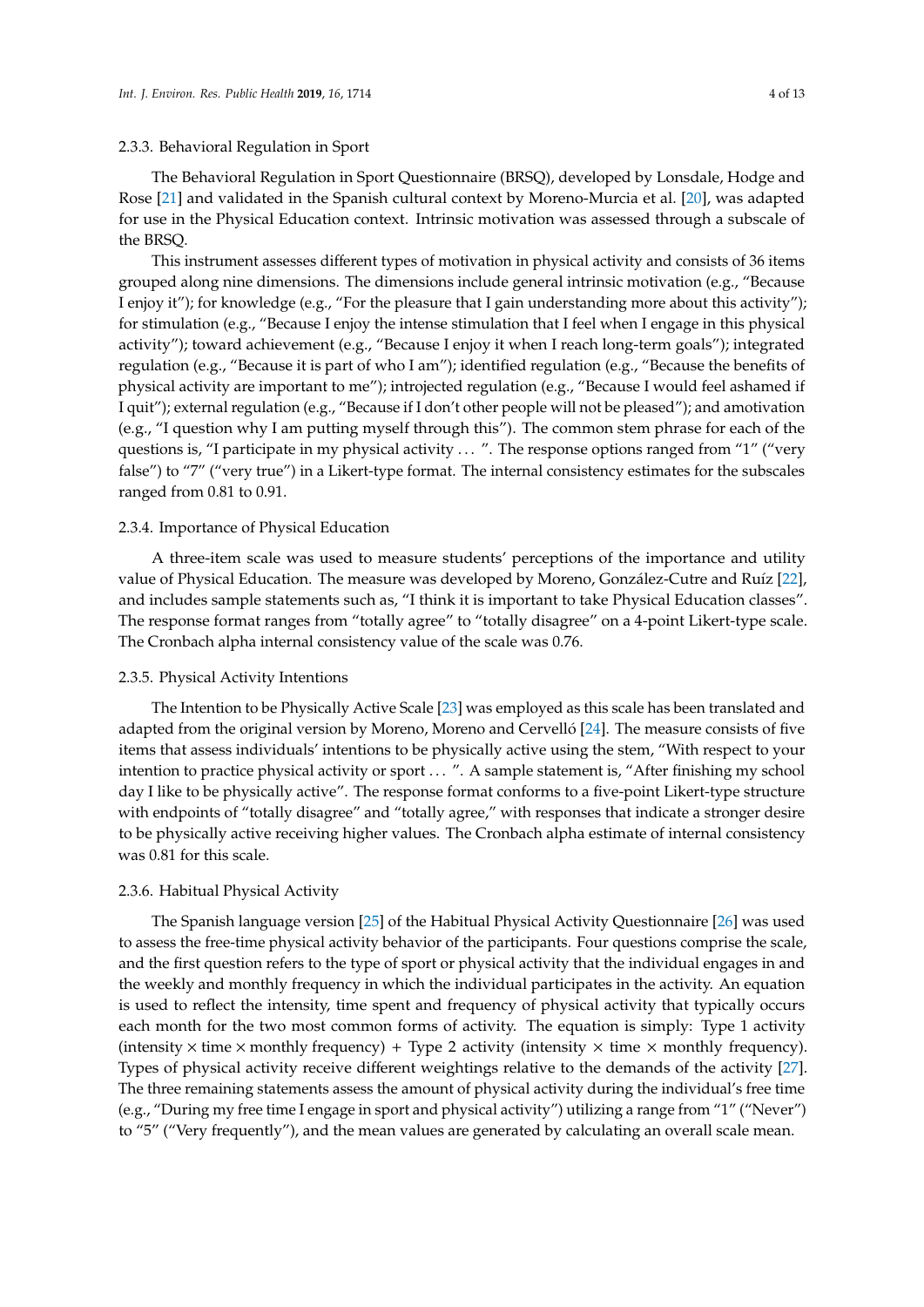### 2.3.3. Behavioral Regulation in Sport

The Behavioral Regulation in Sport Questionnaire (BRSQ), developed by Lonsdale, Hodge and Rose [21] and validated in the Spanish cultural context by Moreno-Murcia et al. [20], was adapted for use in the Physical Education context. Intrinsic motivation was assessed through a subscale of the BRSQ.

This instrument assesses different types of motivation in physical activity and consists of 36 items grouped along nine dimensions. The dimensions include general intrinsic motivation (e.g., "Because I enjoy it"); for knowledge (e.g., "For the pleasure that I gain understanding more about this activity"); for stimulation (e.g., "Because I enjoy the intense stimulation that I feel when I engage in this physical activity"); toward achievement (e.g., "Because I enjoy it when I reach long-term goals"); integrated regulation (e.g., "Because it is part of who I am"); identified regulation (e.g., "Because the benefits of physical activity are important to me"); introjected regulation (e.g., "Because I would feel ashamed if I quit"); external regulation (e.g., "Because if I don't other people will not be pleased"); and amotivation (e.g., "I question why I am putting myself through this"). The common stem phrase for each of the questions is, "I participate in my physical activity ... ". The response options ranged from "1" ("very false") to "7" ("very true") in a Likert-type format. The internal consistency estimates for the subscales ranged from 0.81 to 0.91.

### 2.3.4. Importance of Physical Education

A three-item scale was used to measure students' perceptions of the importance and utility value of Physical Education. The measure was developed by Moreno, González-Cutre and Ruíz [22], and includes sample statements such as, "I think it is important to take Physical Education classes". The response format ranges from "totally agree" to "totally disagree" on a 4-point Likert-type scale. The Cronbach alpha internal consistency value of the scale was 0.76.

### 2.3.5. Physical Activity Intentions

The Intention to be Physically Active Scale [23] was employed as this scale has been translated and adapted from the original version by Moreno, Moreno and Cervelló [24]. The measure consists of five items that assess individuals' intentions to be physically active using the stem, "With respect to your intention to practice physical activity or sport ... ". A sample statement is, "After finishing my school day I like to be physically active". The response format conforms to a five-point Likert-type structure with endpoints of "totally disagree" and "totally agree," with responses that indicate a stronger desire to be physically active receiving higher values. The Cronbach alpha estimate of internal consistency was 0.81 for this scale.

### 2.3.6. Habitual Physical Activity

The Spanish language version [25] of the Habitual Physical Activity Questionnaire [26] was used to assess the free-time physical activity behavior of the participants. Four questions comprise the scale, and the first question refers to the type of sport or physical activity that the individual engages in and the weekly and monthly frequency in which the individual participates in the activity. An equation is used to reflect the intensity, time spent and frequency of physical activity that typically occurs each month for the two most common forms of activity. The equation is simply: Type 1 activity (intensity $\times$ time $\times$ monthly frequency) + Type 2 activity (intensity $\times$ time $\times$ monthly frequency). Types of physical activity receive different weightings relative to the demands of the activity [27]. The three remaining statements assess the amount of physical activity during the individual's free time (e.g., "During my free time I engage in sport and physical activity") utilizing a range from "1" ("Never") to "5" ("Very frequently"), and the mean values are generated by calculating an overall scale mean.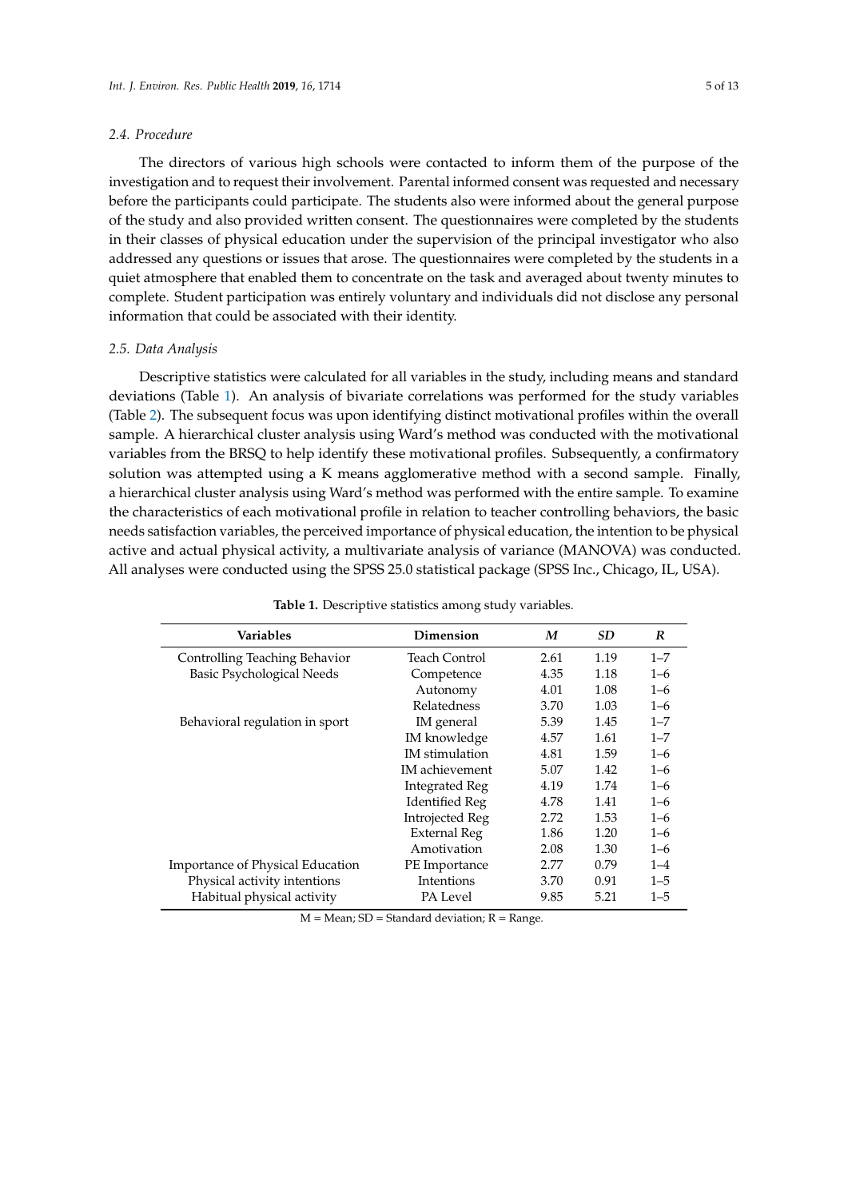### 2.4. Procedure

The directors of various high schools were contacted to inform them of the purpose of the investigation and to request their involvement. Parental informed consent was requested and necessary before the participants could participate. The students also were informed about the general purpose of the study and also provided written consent. The questionnaires were completed by the students in their classes of physical education under the supervision of the principal investigator who also addressed any questions or issues that arose. The questionnaires were completed by the students in a quiet atmosphere that enabled them to concentrate on the task and averaged about twenty minutes to complete. Student participation was entirely voluntary and individuals did not disclose any personal information that could be associated with their identity.

### 2.5. Data Analysis

Descriptive statistics were calculated for all variables in the study, including means and standard deviations (Table 1). An analysis of bivariate correlations was performed for the study variables (Table 2). The subsequent focus was upon identifying distinct motivational profiles within the overall sample. A hierarchical cluster analysis using Ward's method was conducted with the motivational variables from the BRSQ to help identify these motivational profiles. Subsequently, a confirmatory solution was attempted using a K means agglomerative method with a second sample. Finally, a hierarchical cluster analysis using Ward's method was performed with the entire sample. To examine the characteristics of each motivational profile in relation to teacher controlling behaviors, the basic needs satisfaction variables, the perceived importance of physical education, the intention to be physical active and actual physical activity, a multivariate analysis of variance (MANOVA) was conducted. All analyses were conducted using the SPSS 25.0 statistical package (SPSS Inc., Chicago, IL, USA).

**Table 1.** Descriptive statistics among study variables.

| Variables | Dimension | *M* | *SD* | *R* |
|---|---|---|---|---|
| Controlling Teaching Behavior | Teach Control | 2.61 | 1.19 | 1–7 |
| Basic Psychological Needs | Competence | 4.35 | 1.18 | 1–6 |
| | Autonomy | 4.01 | 1.08 | 1–6 |
| | Relatedness | 3.70 | 1.03 | 1–6 |
| Behavioral regulation in sport | IM general | 5.39 | 1.45 | 1–7 |
| | IM knowledge | 4.57 | 1.61 | 1–7 |
| | IM stimulation | 4.81 | 1.59 | 1–6 |
| | IM achievement | 5.07 | 1.42 | 1–6 |
| | Integrated Reg | 4.19 | 1.74 | 1–6 |
| | Identified Reg | 4.78 | 1.41 | 1–6 |
| | Introjected Reg | 2.72 | 1.53 | 1–6 |
| | External Reg | 1.86 | 1.20 | 1–6 |
| | Amotivation | 2.08 | 1.30 | 1–6 |
| Importance of Physical Education | PE Importance | 2.77 | 0.79 | 1–4 |
| Physical activity intentions | Intentions | 3.70 | 0.91 | 1–5 |
| Habitual physical activity | PA Level | 9.85 | 5.21 | 1–5 |

M = Mean; SD = Standard deviation; R = Range.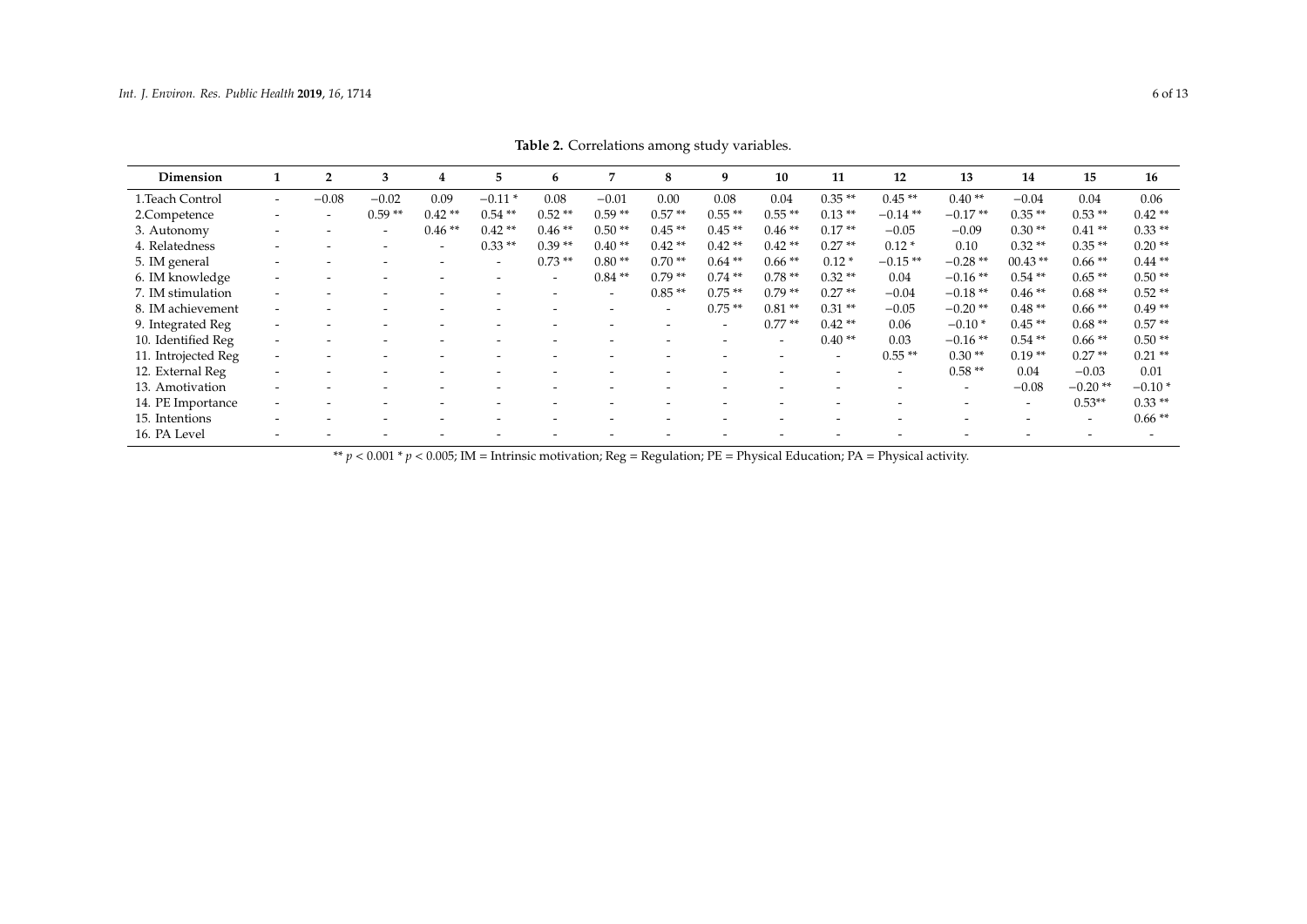**Table 2.** Correlations among study variables.

| Dimension | 1 | 2 | 3 | 4 | 5 | 6 | 7 | 8 | 9 | 10 | 11 | 12 | 13 | 14 | 15 | 16 |
|---|---|---|---|---|---|---|---|---|---|---|---|---|---|---|---|---|
| 1.Teach Control | - | −0.08 | −0.02 | 0.09 | −0.11 * | 0.08 | −0.01 | 0.00 | 0.08 | 0.04 | 0.35 ** | 0.45 ** | 0.40 ** | −0.04 | 0.04 | 0.06 |
| 2.Competence | - | - | 0.59 ** | 0.42 ** | 0.54 ** | 0.52 ** | 0.59 ** | 0.57 ** | 0.55 ** | 0.55 ** | 0.13 ** | −0.14 ** | −0.17 ** | 0.35 ** | 0.53 ** | 0.42 ** |
| 3. Autonomy | - | - | - | 0.46 ** | 0.42 ** | 0.46 ** | 0.50 ** | 0.45 ** | 0.45 ** | 0.46 ** | 0.17 ** | −0.05 | −0.09 | 0.30 ** | 0.41 ** | 0.33 ** |
| 4. Relatedness | - | - | - | - | 0.33 ** | 0.39 ** | 0.40 ** | 0.42 ** | 0.42 ** | 0.42 ** | 0.27 ** | 0.12 * | 0.10 | 0.32 ** | 0.35 ** | 0.20 ** |
| 5. IM general | - | - | - | - | - | 0.73 ** | 0.80 ** | 0.70 ** | 0.64 ** | 0.66 ** | 0.12 * | −0.15 ** | −0.28 ** | 00.43 ** | 0.66 ** | 0.44 ** |
| 6. IM knowledge | - | - | - | - | - | - | 0.84 ** | 0.79 ** | 0.74 ** | 0.78 ** | 0.32 ** | 0.04 | −0.16 ** | 0.54 ** | 0.65 ** | 0.50 ** |
| 7. IM stimulation | - | - | - | - | - | - | - | 0.85 ** | 0.75 ** | 0.79 ** | 0.27 ** | −0.04 | −0.18 ** | 0.46 ** | 0.68 ** | 0.52 ** |
| 8. IM achievement | - | - | - | - | - | - | - | - | 0.75 ** | 0.81 ** | 0.31 ** | −0.05 | −0.20 ** | 0.48 ** | 0.66 ** | 0.49 ** |
| 9. Integrated Reg | - | - | - | - | - | - | - | - | - | 0.77 ** | 0.42 ** | 0.06 | −0.10 * | 0.45 ** | 0.68 ** | 0.57 ** |
| 10. Identified Reg | - | - | - | - | - | - | - | - | - | - | 0.40 ** | 0.03 | −0.16 ** | 0.54 ** | 0.66 ** | 0.50 ** |
| 11. Introjected Reg | - | - | - | - | - | - | - | - | - | - | - | 0.55 ** | 0.30 ** | 0.19 ** | 0.27 ** | 0.21 ** |
| 12. External Reg | - | - | - | - | - | - | - | - | - | - | - | - | 0.58 ** | 0.04 | −0.03 | 0.01 |
| 13. Amotivation | - | - | - | - | - | - | - | - | - | - | - | - | - | −0.08 | −0.20 ** | −0.10 * |
| 14. PE Importance | - | - | - | - | - | - | - | - | - | - | - | - | - | - | 0.53** | 0.33 ** |
| 15. Intentions | - | - | - | - | - | - | - | - | - | - | - | - | - | - | - | 0.66 ** |
| 16. PA Level | - | - | - | - | - | - | - | - | - | - | - | - | - | - | - | - |

** $p < 0.001$ * $p < 0.005$; IM = Intrinsic motivation; Reg = Regulation; PE = Physical Education; PA = Physical activity.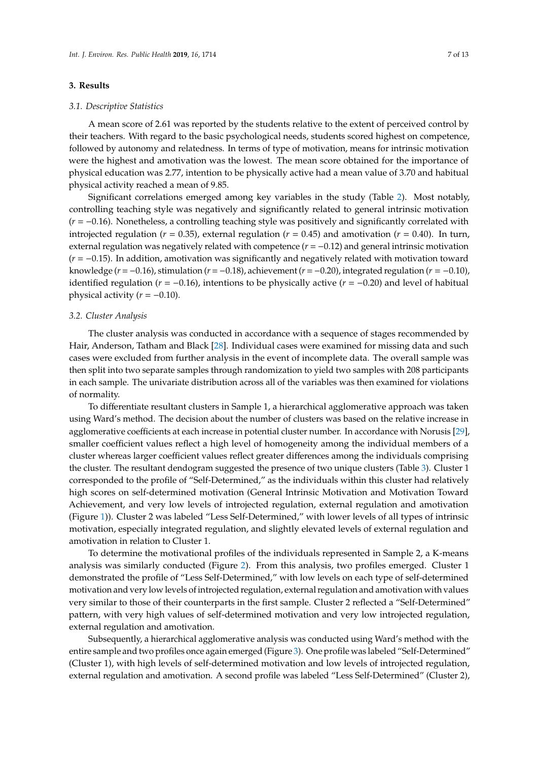## 3. Results

### 3.1. Descriptive Statistics

A mean score of 2.61 was reported by the students relative to the extent of perceived control by their teachers. With regard to the basic psychological needs, students scored highest on competence, followed by autonomy and relatedness. In terms of type of motivation, means for intrinsic motivation were the highest and amotivation was the lowest. The mean score obtained for the importance of physical education was 2.77, intention to be physically active had a mean value of 3.70 and habitual physical activity reached a mean of 9.85.

Significant correlations emerged among key variables in the study (Table 2). Most notably, controlling teaching style was negatively and significantly related to general intrinsic motivation ($r = -0.16$). Nonetheless, a controlling teaching style was positively and significantly correlated with introjected regulation ($r = 0.35$), external regulation ($r = 0.45$) and amotivation ($r = 0.40$). In turn, external regulation was negatively related with competence ($r = -0.12$) and general intrinsic motivation ($r = -0.15$). In addition, amotivation was significantly and negatively related with motivation toward knowledge ($r = -0.16$), stimulation ($r = -0.18$), achievement ($r = -0.20$), integrated regulation ($r = -0.10$), identified regulation ($r = -0.16$), intentions to be physically active ($r = -0.20$) and level of habitual physical activity ($r = -0.10$).

### 3.2. Cluster Analysis

The cluster analysis was conducted in accordance with a sequence of stages recommended by Hair, Anderson, Tatham and Black [28]. Individual cases were examined for missing data and such cases were excluded from further analysis in the event of incomplete data. The overall sample was then split into two separate samples through randomization to yield two samples with 208 participants in each sample. The univariate distribution across all of the variables was then examined for violations of normality.

To differentiate resultant clusters in Sample 1, a hierarchical agglomerative approach was taken using Ward's method. The decision about the number of clusters was based on the relative increase in agglomerative coefficients at each increase in potential cluster number. In accordance with Norusis [29], smaller coefficient values reflect a high level of homogeneity among the individual members of a cluster whereas larger coefficient values reflect greater differences among the individuals comprising the cluster. The resultant dendogram suggested the presence of two unique clusters (Table 3). Cluster 1 corresponded to the profile of "Self-Determined," as the individuals within this cluster had relatively high scores on self-determined motivation (General Intrinsic Motivation and Motivation Toward Achievement, and very low levels of introjected regulation, external regulation and amotivation (Figure 1)). Cluster 2 was labeled "Less Self-Determined," with lower levels of all types of intrinsic motivation, especially integrated regulation, and slightly elevated levels of external regulation and amotivation in relation to Cluster 1.

To determine the motivational profiles of the individuals represented in Sample 2, a K-means analysis was similarly conducted (Figure 2). From this analysis, two profiles emerged. Cluster 1 demonstrated the profile of "Less Self-Determined," with low levels on each type of self-determined motivation and very low levels of introjected regulation, external regulation and amotivation with values very similar to those of their counterparts in the first sample. Cluster 2 reflected a "Self-Determined" pattern, with very high values of self-determined motivation and very low introjected regulation, external regulation and amotivation.

Subsequently, a hierarchical agglomerative analysis was conducted using Ward's method with the entire sample and two profiles once again emerged (Figure 3). One profile was labeled "Self-Determined" (Cluster 1), with high levels of self-determined motivation and low levels of introjected regulation, external regulation and amotivation. A second profile was labeled "Less Self-Determined" (Cluster 2),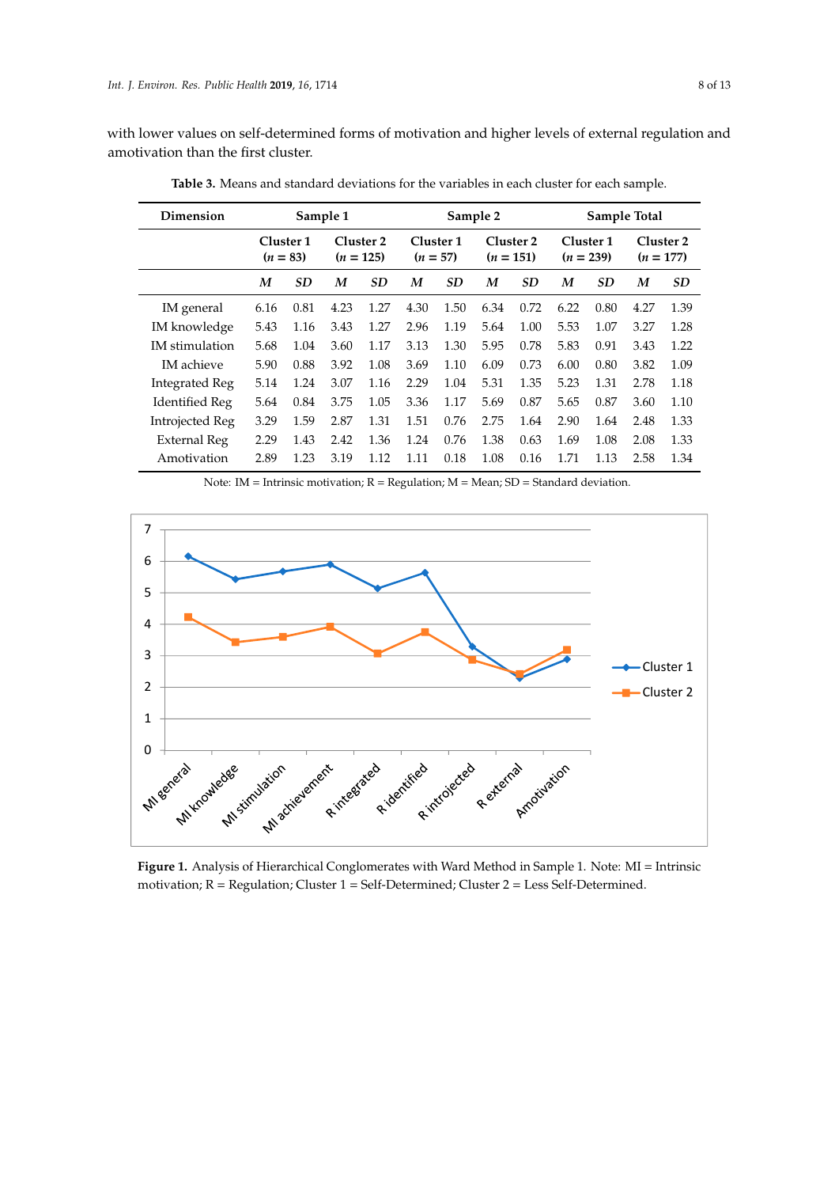with lower values on self-determined forms of motivation and higher levels of external regulation and amotivation than the first cluster.

**Table 3.** Means and standard deviations for the variables in each cluster for each sample.

| Dimension | Sample 1 | | | | Sample 2 | | | | Sample Total | | | |
|---|---|---|---|---|---|---|---|---|---|---|---|---|
| | Cluster 1 ($n$ = 83) | | Cluster 2 ($n$ = 125) | | Cluster 1 ($n$ = 57) | | Cluster 2 ($n$ = 151) | | Cluster 1 ($n$ = 239) | | Cluster 2 ($n$ = 177) | |
| | *M* | *SD* | *M* | *SD* | *M* | *SD* | *M* | *SD* | *M* | *SD* | *M* | *SD* |
| IM general | 6.16 | 0.81 | 4.23 | 1.27 | 4.30 | 1.50 | 6.34 | 0.72 | 6.22 | 0.80 | 4.27 | 1.39 |
| IM knowledge | 5.43 | 1.16 | 3.43 | 1.27 | 2.96 | 1.19 | 5.64 | 1.00 | 5.53 | 1.07 | 3.27 | 1.28 |
| IM stimulation | 5.68 | 1.04 | 3.60 | 1.17 | 3.13 | 1.30 | 5.95 | 0.78 | 5.83 | 0.91 | 3.43 | 1.22 |
| IM achieve | 5.90 | 0.88 | 3.92 | 1.08 | 3.69 | 1.10 | 6.09 | 0.73 | 6.00 | 0.80 | 3.82 | 1.09 |
| Integrated Reg | 5.14 | 1.24 | 3.07 | 1.16 | 2.29 | 1.04 | 5.31 | 1.35 | 5.23 | 1.31 | 2.78 | 1.18 |
| Identified Reg | 5.64 | 0.84 | 3.75 | 1.05 | 3.36 | 1.17 | 5.69 | 0.87 | 5.65 | 0.87 | 3.60 | 1.10 |
| Introjected Reg | 3.29 | 1.59 | 2.87 | 1.31 | 1.51 | 0.76 | 2.75 | 1.64 | 2.90 | 1.64 | 2.48 | 1.33 |
| External Reg | 2.29 | 1.43 | 2.42 | 1.36 | 1.24 | 0.76 | 1.38 | 0.63 | 1.69 | 1.08 | 2.08 | 1.33 |
| Amotivation | 2.89 | 1.23 | 3.19 | 1.12 | 1.11 | 0.18 | 1.08 | 0.16 | 1.71 | 1.13 | 2.58 | 1.34 |

Note: IM = Intrinsic motivation; R = Regulation; M = Mean; SD = Standard deviation.

**Figure 1.** Analysis of Hierarchical Conglomerates with Ward Method in Sample 1. Note: MI = Intrinsic motivation; R = Regulation; Cluster 1 = Self-Determined; Cluster 2 = Less Self-Determined.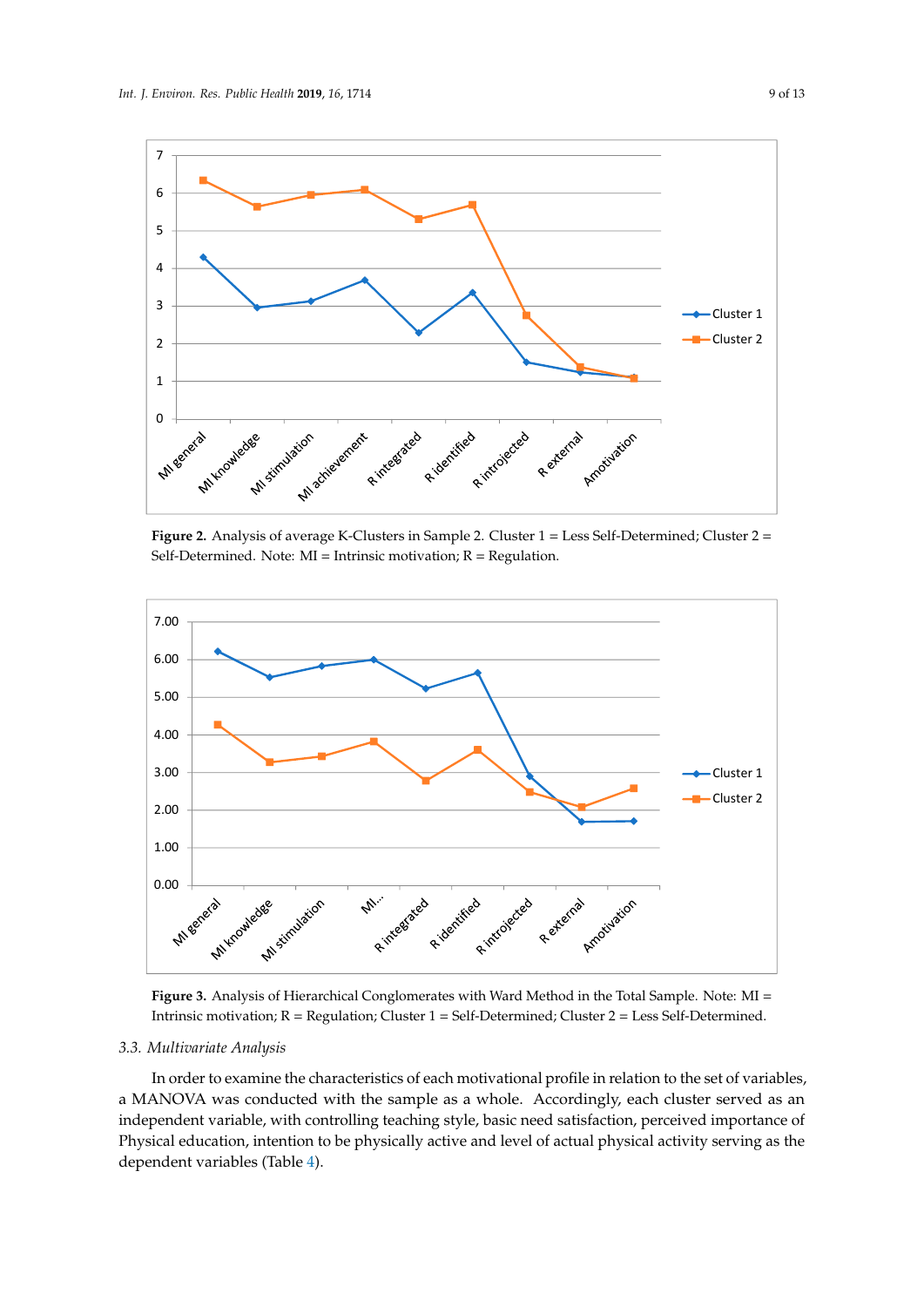**Figure 2.** Analysis of average K-Clusters in Sample 2. Cluster 1 = Less Self-Determined; Cluster 2 = Self-Determined. Note: MI = Intrinsic motivation; R = Regulation.

**Figure 3.** Analysis of Hierarchical Conglomerates with Ward Method in the Total Sample. Note: MI = Intrinsic motivation; R = Regulation; Cluster 1 = Self-Determined; Cluster 2 = Less Self-Determined.

### 3.3. Multivariate Analysis

In order to examine the characteristics of each motivational profile in relation to the set of variables, a MANOVA was conducted with the sample as a whole. Accordingly, each cluster served as an independent variable, with controlling teaching style, basic need satisfaction, perceived importance of Physical education, intention to be physically active and level of actual physical activity serving as the dependent variables (Table 4).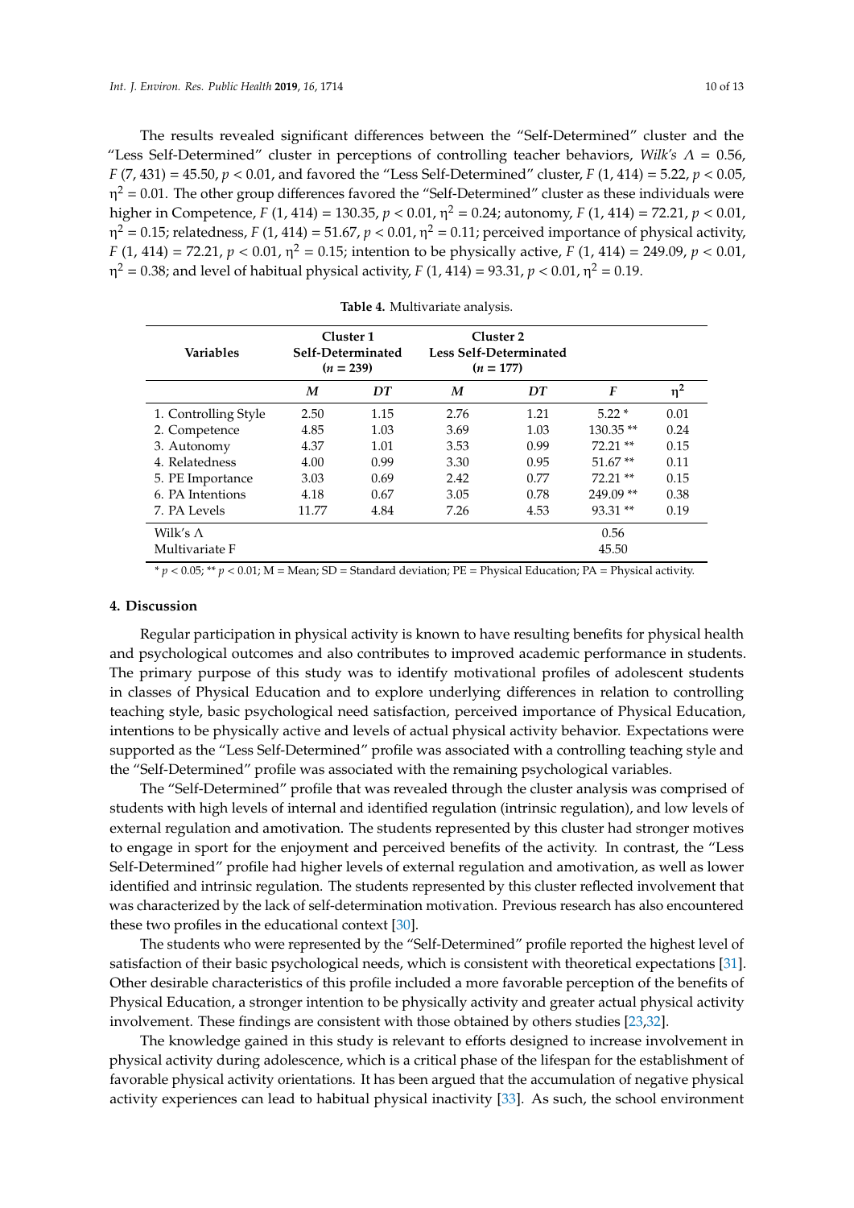The results revealed significant differences between the "Self-Determined" cluster and the "Less Self-Determined" cluster in perceptions of controlling teacher behaviors, *Wilk's* $\Lambda = 0.56$, $F\,(7, 431) = 45.50$, $p < 0.01$, and favored the "Less Self-Determined" cluster, $F\,(1, 414) = 5.22$, $p < 0.05$, $\eta^2 = 0.01$. The other group differences favored the "Self-Determined" cluster as these individuals were higher in Competence, $F\,(1, 414) = 130.35$, $p < 0.01$, $\eta^2 = 0.24$; autonomy, $F\,(1, 414) = 72.21$, $p < 0.01$, $\eta^2 = 0.15$; relatedness, $F\,(1, 414) = 51.67$, $p < 0.01$, $\eta^2 = 0.11$; perceived importance of physical activity, $F\,(1, 414) = 72.21$, $p < 0.01$, $\eta^2 = 0.15$; intention to be physically active, $F\,(1, 414) = 249.09$, $p < 0.01$, $\eta^2 = 0.38$; and level of habitual physical activity, $F\,(1, 414) = 93.31$, $p < 0.01$, $\eta^2 = 0.19$.

**Table 4.** Multivariate analysis.

| Variables | Cluster 1 Self-Determinated ($n$ = 239) | | Cluster 2 Less Self-Determinated ($n$ = 177) | | | |
|---|---|---|---|---|---|---|
| | *M* | *DT* | *M* | *DT* | *F* | $\eta^2$ |
| 1. Controlling Style | 2.50 | 1.15 | 2.76 | 1.21 | 5.22 * | 0.01 |
| 2. Competence | 4.85 | 1.03 | 3.69 | 1.03 | 130.35 ** | 0.24 |
| 3. Autonomy | 4.37 | 1.01 | 3.53 | 0.99 | 72.21 ** | 0.15 |
| 4. Relatedness | 4.00 | 0.99 | 3.30 | 0.95 | 51.67 ** | 0.11 |
| 5. PE Importance | 3.03 | 0.69 | 2.42 | 0.77 | 72.21 ** | 0.15 |
| 6. PA Intentions | 4.18 | 0.67 | 3.05 | 0.78 | 249.09 ** | 0.38 |
| 7. PA Levels | 11.77 | 4.84 | 7.26 | 4.53 | 93.31 ** | 0.19 |
| Wilk's Λ | | | | | 0.56 | |
| Multivariate F | | | | | 45.50 | |

* $p < 0.05$; ** $p < 0.01$; M = Mean; SD = Standard deviation; PE = Physical Education; PA = Physical activity.

## 4. Discussion

Regular participation in physical activity is known to have resulting benefits for physical health and psychological outcomes and also contributes to improved academic performance in students. The primary purpose of this study was to identify motivational profiles of adolescent students in classes of Physical Education and to explore underlying differences in relation to controlling teaching style, basic psychological need satisfaction, perceived importance of Physical Education, intentions to be physically active and levels of actual physical activity behavior. Expectations were supported as the "Less Self-Determined" profile was associated with a controlling teaching style and the "Self-Determined" profile was associated with the remaining psychological variables.

The "Self-Determined" profile that was revealed through the cluster analysis was comprised of students with high levels of internal and identified regulation (intrinsic regulation), and low levels of external regulation and amotivation. The students represented by this cluster had stronger motives to engage in sport for the enjoyment and perceived benefits of the activity. In contrast, the "Less Self-Determined" profile had higher levels of external regulation and amotivation, as well as lower identified and intrinsic regulation. The students represented by this cluster reflected involvement that was characterized by the lack of self-determination motivation. Previous research has also encountered these two profiles in the educational context [30].

The students who were represented by the "Self-Determined" profile reported the highest level of satisfaction of their basic psychological needs, which is consistent with theoretical expectations [31]. Other desirable characteristics of this profile included a more favorable perception of the benefits of Physical Education, a stronger intention to be physically activity and greater actual physical activity involvement. These findings are consistent with those obtained by others studies [23,32].

The knowledge gained in this study is relevant to efforts designed to increase involvement in physical activity during adolescence, which is a critical phase of the lifespan for the establishment of favorable physical activity orientations. It has been argued that the accumulation of negative physical activity experiences can lead to habitual physical inactivity [33]. As such, the school environment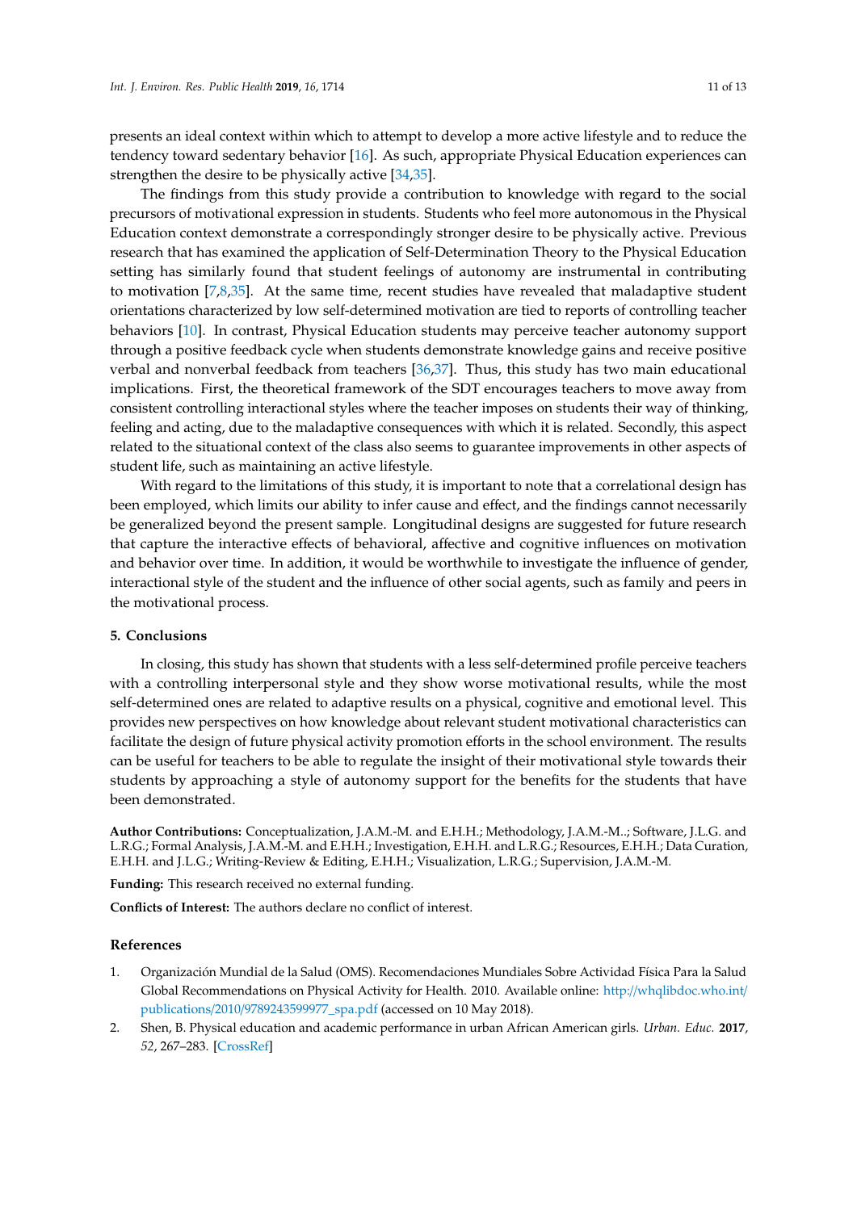presents an ideal context within which to attempt to develop a more active lifestyle and to reduce the tendency toward sedentary behavior [16]. As such, appropriate Physical Education experiences can strengthen the desire to be physically active [34,35].

The findings from this study provide a contribution to knowledge with regard to the social precursors of motivational expression in students. Students who feel more autonomous in the Physical Education context demonstrate a correspondingly stronger desire to be physically active. Previous research that has examined the application of Self-Determination Theory to the Physical Education setting has similarly found that student feelings of autonomy are instrumental in contributing to motivation [7,8,35]. At the same time, recent studies have revealed that maladaptive student orientations characterized by low self-determined motivation are tied to reports of controlling teacher behaviors [10]. In contrast, Physical Education students may perceive teacher autonomy support through a positive feedback cycle when students demonstrate knowledge gains and receive positive verbal and nonverbal feedback from teachers [36,37]. Thus, this study has two main educational implications. First, the theoretical framework of the SDT encourages teachers to move away from consistent controlling interactional styles where the teacher imposes on students their way of thinking, feeling and acting, due to the maladaptive consequences with which it is related. Secondly, this aspect related to the situational context of the class also seems to guarantee improvements in other aspects of student life, such as maintaining an active lifestyle.

With regard to the limitations of this study, it is important to note that a correlational design has been employed, which limits our ability to infer cause and effect, and the findings cannot necessarily be generalized beyond the present sample. Longitudinal designs are suggested for future research that capture the interactive effects of behavioral, affective and cognitive influences on motivation and behavior over time. In addition, it would be worthwhile to investigate the influence of gender, interactional style of the student and the influence of other social agents, such as family and peers in the motivational process.

## 5. Conclusions

In closing, this study has shown that students with a less self-determined profile perceive teachers with a controlling interpersonal style and they show worse motivational results, while the most self-determined ones are related to adaptive results on a physical, cognitive and emotional level. This provides new perspectives on how knowledge about relevant student motivational characteristics can facilitate the design of future physical activity promotion efforts in the school environment. The results can be useful for teachers to be able to regulate the insight of their motivational style towards their students by approaching a style of autonomy support for the benefits for the students that have been demonstrated.

**Author Contributions:** Conceptualization, J.A.M.-M. and E.H.H.; Methodology, J.A.M.-M..; Software, J.L.G. and L.R.G.; Formal Analysis, J.A.M.-M. and E.H.H.; Investigation, E.H.H. and L.R.G.; Resources, E.H.H.; Data Curation, E.H.H. and J.L.G.; Writing-Review & Editing, E.H.H.; Visualization, L.R.G.; Supervision, J.A.M.-M.

**Funding:** This research received no external funding.

**Conflicts of Interest:** The authors declare no conflict of interest.

## References

1. Organización Mundial de la Salud (OMS). Recomendaciones Mundiales Sobre Actividad Física Para la Salud Global Recommendations on Physical Activity for Health. 2010. Available online: http://whqlibdoc.who.int/publications/2010/9789243599977_spa.pdf (accessed on 10 May 2018).
2. Shen, B. Physical education and academic performance in urban African American girls. *Urban. Educ.* **2017**, *52*, 267–283. [CrossRef]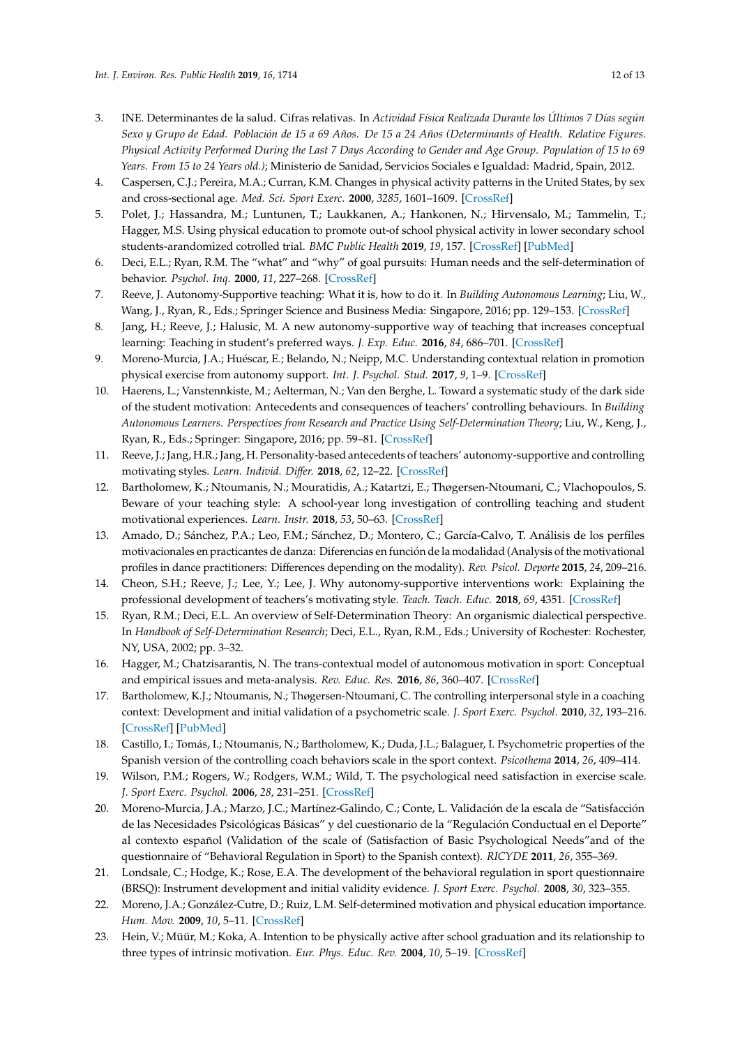3. INE. Determinantes de la salud. Cifras relativas. In *Actividad Física Realizada Durante los Últimos 7 Días según Sexo y Grupo de Edad. Población de 15 a 69 Años. De 15 a 24 Años (Determinants of Health. Relative Figures. Physical Activity Performed During the Last 7 Days According to Gender and Age Group. Population of 15 to 69 Years. From 15 to 24 Years old.)*; Ministerio de Sanidad, Servicios Sociales e Igualdad: Madrid, Spain, 2012.
4. Caspersen, C.J.; Pereira, M.A.; Curran, K.M. Changes in physical activity patterns in the United States, by sex and cross-sectional age. *Med. Sci. Sport Exerc.* **2000**, *3285*, 1601–1609. [CrossRef]
5. Polet, J.; Hassandra, M.; Luntunen, T.; Laukkanen, A.; Hankonen, N.; Hirvensalo, M.; Tammelin, T.; Hagger, M.S. Using physical education to promote out-of school physical activity in lower secondary school students-arandomized cotrolled trial. *BMC Public Health* **2019**, *19*, 157. [CrossRef] [PubMed]
6. Deci, E.L.; Ryan, R.M. The "what" and "why" of goal pursuits: Human needs and the self-determination of behavior. *Psychol. Inq.* **2000**, *11*, 227–268. [CrossRef]
7. Reeve, J. Autonomy-Supportive teaching: What it is, how to do it. In *Building Autonomous Learning*; Liu, W., Wang, J., Ryan, R., Eds.; Springer Science and Business Media: Singapore, 2016; pp. 129–153. [CrossRef]
8. Jang, H.; Reeve, J.; Halusic, M. A new autonomy-supportive way of teaching that increases conceptual learning: Teaching in student's preferred ways. *J. Exp. Educ.* **2016**, *84*, 686–701. [CrossRef]
9. Moreno-Murcia, J.A.; Huéscar, E.; Belando, N.; Neipp, M.C. Understanding contextual relation in promotion physical exercise from autonomy support. *Int. J. Psychol. Stud.* **2017**, *9*, 1–9. [CrossRef]
10. Haerens, L.; Vanstennkiste, M.; Aelterman, N.; Van den Berghe, L. Toward a systematic study of the dark side of the student motivation: Antecedents and consequences of teachers' controlling behaviours. In *Building Autonomous Learners. Perspectives from Research and Practice Using Self-Determination Theory*; Liu, W., Keng, J., Ryan, R., Eds.; Springer: Singapore, 2016; pp. 59–81. [CrossRef]
11. Reeve, J.; Jang, H.R.; Jang, H. Personality-based antecedents of teachers' autonomy-supportive and controlling motivating styles. *Learn. Individ. Differ.* **2018**, *62*, 12–22. [CrossRef]
12. Bartholomew, K.; Ntoumanis, N.; Mouratidis, A.; Katartzi, E.; Thøgersen-Ntoumani, C.; Vlachopoulos, S. Beware of your teaching style: A school-year long investigation of controlling teaching and student motivational experiences. *Learn. Instr.* **2018**, *53*, 50–63. [CrossRef]
13. Amado, D.; Sánchez, P.A.; Leo, F.M.; Sánchez, D.; Montero, C.; García-Calvo, T. Análisis de los perfiles motivacionales en practicantes de danza: Diferencias en función de la modalidad (Analysis of the motivational profiles in dance practitioners: Differences depending on the modality). *Rev. Psicol. Deporte* **2015**, *24*, 209–216.
14. Cheon, S.H.; Reeve, J.; Lee, Y.; Lee, J. Why autonomy-supportive interventions work: Explaining the professional development of teachers's motivating style. *Teach. Teach. Educ.* **2018**, *69*, 4351. [CrossRef]
15. Ryan, R.M.; Deci, E.L. An overview of Self-Determination Theory: An organismic dialectical perspective. In *Handbook of Self-Determination Research*; Deci, E.L., Ryan, R.M., Eds.; University of Rochester: Rochester, NY, USA, 2002; pp. 3–32.
16. Hagger, M.; Chatzisarantis, N. The trans-contextual model of autonomous motivation in sport: Conceptual and empirical issues and meta-analysis. *Rev. Educ. Res.* **2016**, *86*, 360–407. [CrossRef]
17. Bartholomew, K.J.; Ntoumanis, N.; Thøgersen-Ntoumani, C. The controlling interpersonal style in a coaching context: Development and initial validation of a psychometric scale. *J. Sport Exerc. Psychol.* **2010**, *32*, 193–216. [CrossRef] [PubMed]
18. Castillo, I.; Tomás, I.; Ntoumanis, N.; Bartholomew, K.; Duda, J.L.; Balaguer, I. Psychometric properties of the Spanish version of the controlling coach behaviors scale in the sport context. *Psicothema* **2014**, *26*, 409–414.
19. Wilson, P.M.; Rogers, W.; Rodgers, W.M.; Wild, T. The psychological need satisfaction in exercise scale. *J. Sport Exerc. Psychol.* **2006**, *28*, 231–251. [CrossRef]
20. Moreno-Murcia, J.A.; Marzo, J.C.; Martínez-Galindo, C.; Conte, L. Validación de la escala de "Satisfacción de las Necesidades Psicológicas Básicas" y del cuestionario de la "Regulación Conductual en el Deporte" al contexto español (Validation of the scale of (Satisfaction of Basic Psychological Needs"and of the questionnaire of "Behavioral Regulation in Sport) to the Spanish context). *RICYDE* **2011**, *26*, 355–369.
21. Londsale, C.; Hodge, K.; Rose, E.A. The development of the behavioral regulation in sport questionnaire (BRSQ): Instrument development and initial validity evidence. *J. Sport Exerc. Psychol.* **2008**, *30*, 323–355.
22. Moreno, J.A.; González-Cutre, D.; Ruiz, L.M. Self-determined motivation and physical education importance. *Hum. Mov.* **2009**, *10*, 5–11. [CrossRef]
23. Hein, V.; Müür, M.; Koka, A. Intention to be physically active after school graduation and its relationship to three types of intrinsic motivation. *Eur. Phys. Educ. Rev.* **2004**, *10*, 5–19. [CrossRef]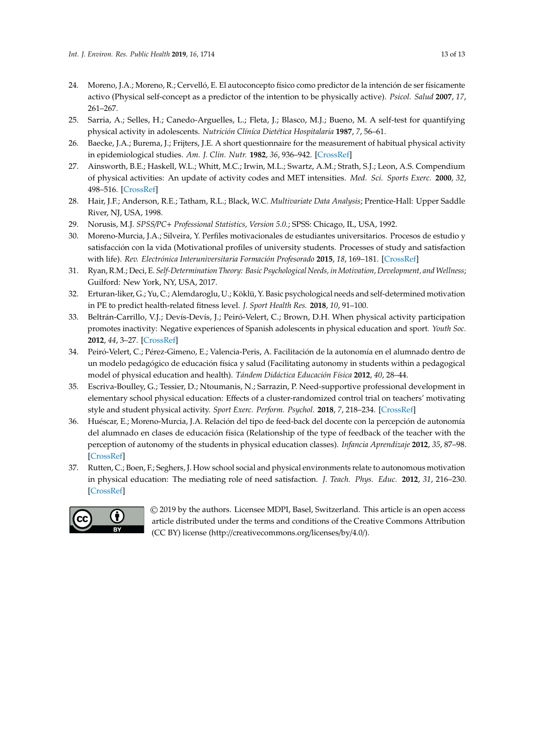24. Moreno, J.A.; Moreno, R.; Cervelló, E. El autoconcepto físico como predictor de la intención de ser físicamente activo (Physical self-concept as a predictor of the intention to be physically active). *Psicol. Salud* **2007**, *17*, 261–267.
25. Sarria, A.; Selles, H.; Canedo-Arguelles, L.; Fleta, J.; Blasco, M.J.; Bueno, M. A self-test for quantifying physical activity in adolescents. *Nutrición Clínica Dietética Hospitalaria* **1987**, *7*, 56–61.
26. Baecke, J.A.; Burema, J.; Frijters, J.E. A short questionnaire for the measurement of habitual physical activity in epidemiological studies. *Am. J. Clin. Nutr.* **1982**, *36*, 936–942. [CrossRef]
27. Ainsworth, B.E.; Haskell, W.L.; Whitt, M.C.; Irwin, M.L.; Swartz, A.M.; Strath, S.J.; Leon, A.S. Compendium of physical activities: An update of activity codes and MET intensities. *Med. Sci. Sports Exerc.* **2000**, *32*, 498–516. [CrossRef]
28. Hair, J.F.; Anderson, R.E.; Tatham, R.L.; Black, W.C. *Multivariate Data Analysis*; Prentice-Hall: Upper Saddle River, NJ, USA, 1998.
29. Norusis, M.J. *SPSS/PC+ Professional Statistics, Version 5.0.*; SPSS: Chicago, IL, USA, 1992.
30. Moreno-Murcia, J.A.; Silveira, Y. Perfiles motivacionales de estudiantes universitarios. Procesos de estudio y satisfacción con la vida (Motivational profiles of university students. Processes of study and satisfaction with life). *Rev. Electrónica Interuniversitaria Formación Profesorado* **2015**, *18*, 169–181. [CrossRef]
31. Ryan, R.M.; Deci, E. *Self-Determination Theory: Basic Psychological Needs, in Motivation, Development, and Wellness*; Guilford: New York, NY, USA, 2017.
32. Erturan-liker, G.; Yu, C.; Alemdaroglu, U.; Köklü, Y. Basic psychological needs and self-determined motivation in PE to predict health-related fitness level. *J. Sport Health Res.* **2018**, *10*, 91–100.
33. Beltrán-Carrillo, V.J.; Devís-Devís, J.; Peiró-Velert, C.; Brown, D.H. When physical activity participation promotes inactivity: Negative experiences of Spanish adolescents in physical education and sport. *Youth Soc.* **2012**, *44*, 3–27. [CrossRef]
34. Peiró-Velert, C.; Pérez-Gimeno, E.; Valencia-Peris, A. Facilitación de la autonomía en el alumnado dentro de un modelo pedagógico de educación física y salud (Facilitating autonomy in students within a pedagogical model of physical education and health). *Tándem Didáctica Educación Física* **2012**, *40*, 28–44.
35. Escriva-Boulley, G.; Tessier, D.; Ntoumanis, N.; Sarrazin, P. Need-supportive professional development in elementary school physical education: Effects of a cluster-randomized control trial on teachers' motivating style and student physical activity. *Sport Exerc. Perform. Psychol.* **2018**, *7*, 218–234. [CrossRef]
36. Huéscar, E.; Moreno-Murcia, J.A. Relación del tipo de feed-back del docente con la percepción de autonomía del alumnado en clases de educación física (Relationship of the type of feedback of the teacher with the perception of autonomy of the students in physical education classes). *Infancia Aprendizaje* **2012**, *35*, 87–98. [CrossRef]
37. Rutten, C.; Boen, F.; Seghers, J. How school social and physical environments relate to autonomous motivation in physical education: The mediating role of need satisfaction. *J. Teach. Phys. Educ.* **2012**, *31*, 216–230. [CrossRef]

© 2019 by the authors. Licensee MDPI, Basel, Switzerland. This article is an open access article distributed under the terms and conditions of the Creative Commons Attribution (CC BY) license (http://creativecommons.org/licenses/by/4.0/).